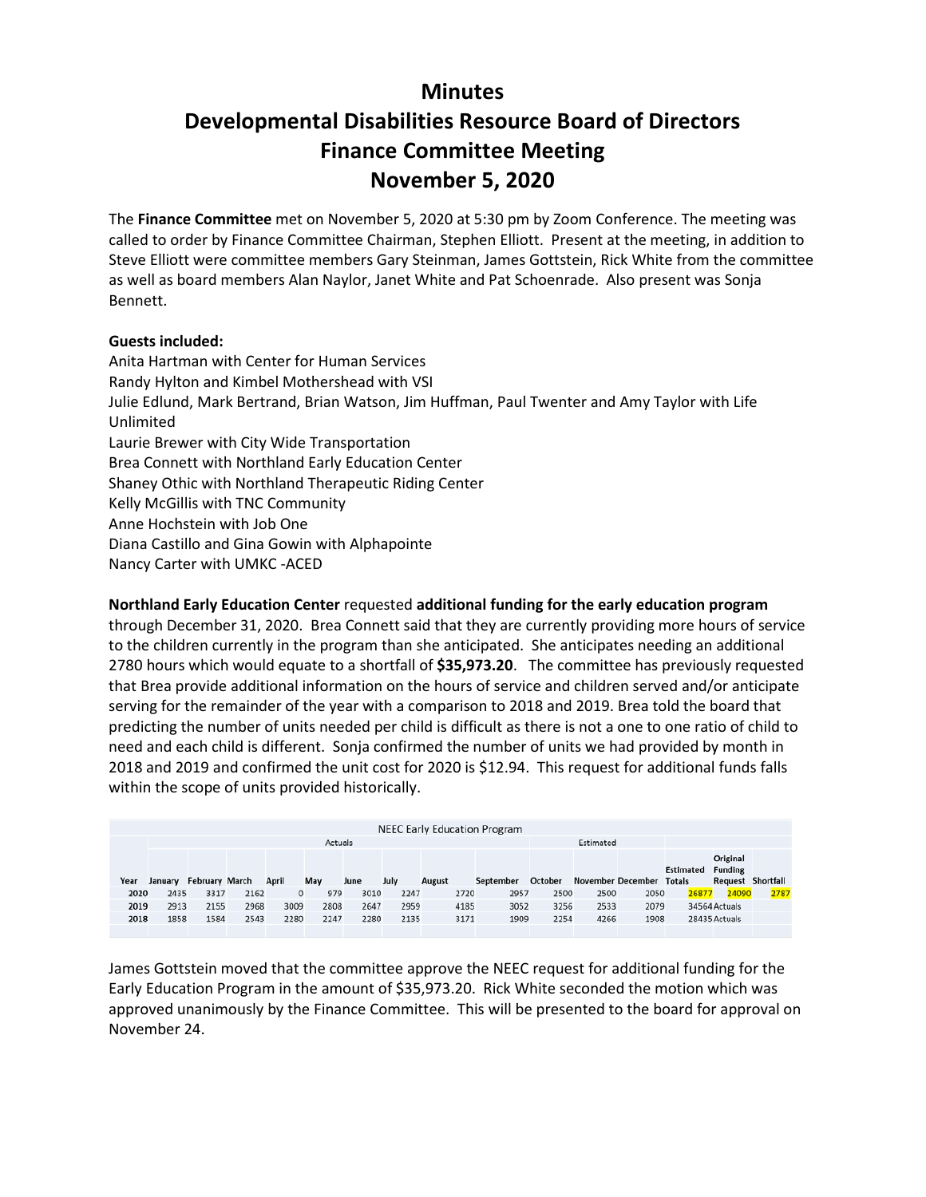# Minutes

# Developmental Disabilities Resource Board of Directors

# Finance Committee Meeting

# November 5, 2020

The **Finance Committee** met on November 5, 2020 at 5:30 pm by Zoom Conference. The meeting was called to order by Finance Committee Chairman, Stephen Elliott. Present at the meeting, in addition to Steve Elliott were committee members Gary Steinman, James Gottstein, Rick White from the committee as well as board members Alan Naylor, Janet White and Pat Schoenrade. Also present was Sonja Bennett.

**Guests included:**

Anita Hartman with Center for Human Services
Randy Hylton and Kimbel Mothershead with VSI
Julie Edlund, Mark Bertrand, Brian Watson, Jim Huffman, Paul Twenter and Amy Taylor with Life Unlimited
Laurie Brewer with City Wide Transportation
Brea Connett with Northland Early Education Center
Shaney Othic with Northland Therapeutic Riding Center
Kelly McGillis with TNC Community
Anne Hochstein with Job One
Diana Castillo and Gina Gowin with Alphapointe
Nancy Carter with UMKC -ACED

**Northland Early Education Center** requested **additional funding for the early education program** through December 31, 2020. Brea Connett said that they are currently providing more hours of service to the children currently in the program than she anticipated. She anticipates needing an additional 2780 hours which would equate to a shortfall of **$35,973.20**. The committee has previously requested that Brea provide additional information on the hours of service and children served and/or anticipate serving for the remainder of the year with a comparison to 2018 and 2019. Brea told the board that predicting the number of units needed per child is difficult as there is not a one to one ratio of child to need and each child is different. Sonja confirmed the number of units we had provided by month in 2018 and 2019 and confirmed the unit cost for 2020 is $12.94. This request for additional funds falls within the scope of units provided historically.

| NEEC Early Education Program | | | | | | | | | | | | | | | |
|---|---|---|---|---|---|---|---|---|---|---|---|---|---|---|---|
| | Actuals | | | | | | | | | Estimated | | | | | |
| Year | January | February | March | April | May | June | July | August | September | October | November | December | Estimated Totals | Original Funding Request | Shortfall |
| 2020 | 2435 | 3317 | 2162 | 0 | 979 | 3010 | 2247 | 2720 | 2957 | 2500 | 2500 | 2050 | 26877 | 24090 | 2787 |
| 2019 | 2913 | 2155 | 2968 | 3009 | 2808 | 2647 | 2959 | 4185 | 3052 | 3256 | 2533 | 2079 | 34564 | Actuals | |
| 2018 | 1858 | 1584 | 2543 | 2280 | 2247 | 2280 | 2135 | 3171 | 1909 | 2254 | 4266 | 1908 | 28435 | Actuals | |

James Gottstein moved that the committee approve the NEEC request for additional funding for the Early Education Program in the amount of $35,973.20. Rick White seconded the motion which was approved unanimously by the Finance Committee. This will be presented to the board for approval on November 24.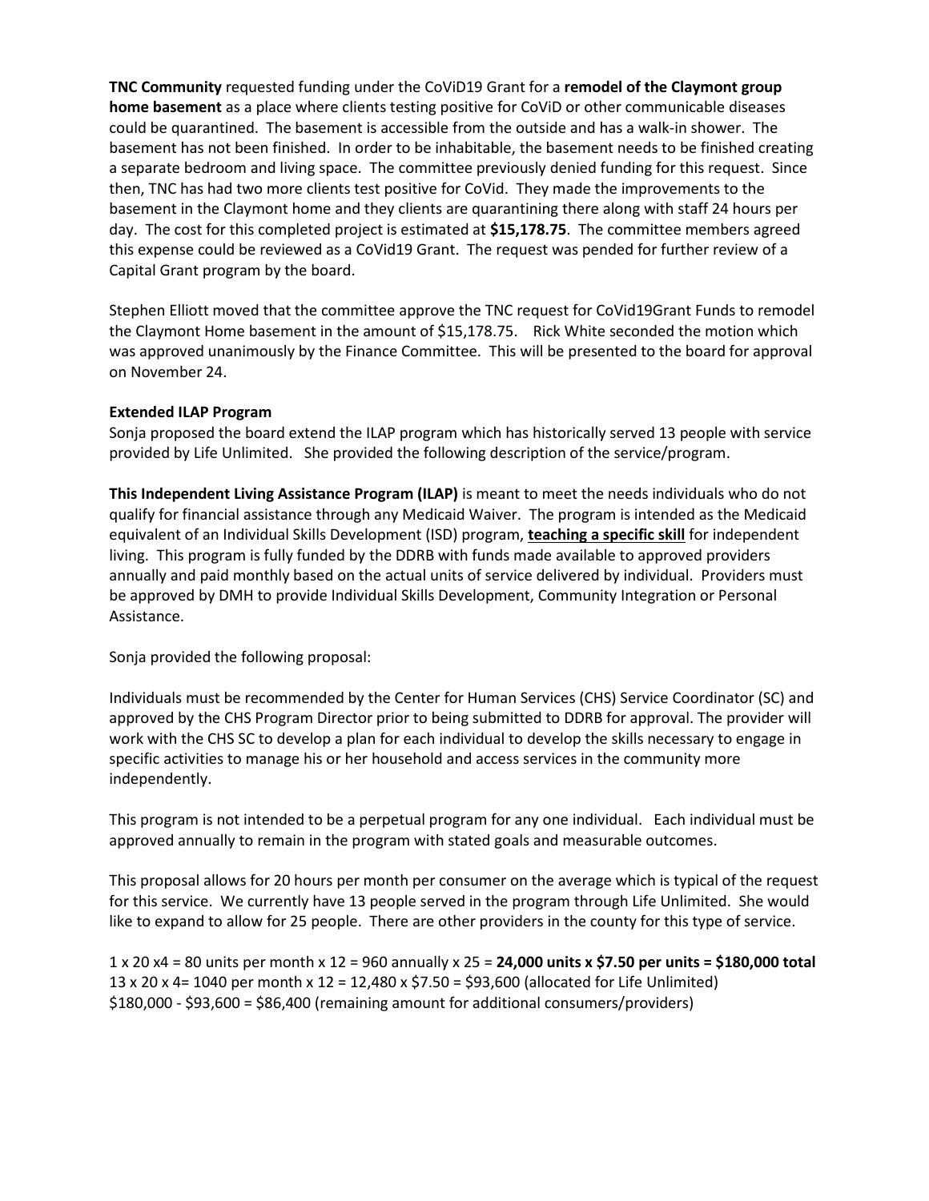**TNC Community** requested funding under the CoViD19 Grant for a **remodel of the Claymont group home basement** as a place where clients testing positive for CoViD or other communicable diseases could be quarantined. The basement is accessible from the outside and has a walk-in shower. The basement has not been finished. In order to be inhabitable, the basement needs to be finished creating a separate bedroom and living space. The committee previously denied funding for this request. Since then, TNC has had two more clients test positive for CoVid. They made the improvements to the basement in the Claymont home and they clients are quarantining there along with staff 24 hours per day. The cost for this completed project is estimated at **$15,178.75**. The committee members agreed this expense could be reviewed as a CoVid19 Grant. The request was pended for further review of a Capital Grant program by the board.

Stephen Elliott moved that the committee approve the TNC request for CoVid19Grant Funds to remodel the Claymont Home basement in the amount of $15,178.75. Rick White seconded the motion which was approved unanimously by the Finance Committee. This will be presented to the board for approval on November 24.

**Extended ILAP Program**

Sonja proposed the board extend the ILAP program which has historically served 13 people with service provided by Life Unlimited. She provided the following description of the service/program.

**This Independent Living Assistance Program (ILAP)** is meant to meet the needs individuals who do not qualify for financial assistance through any Medicaid Waiver. The program is intended as the Medicaid equivalent of an Individual Skills Development (ISD) program, **teaching a specific skill** for independent living. This program is fully funded by the DDRB with funds made available to approved providers annually and paid monthly based on the actual units of service delivered by individual. Providers must be approved by DMH to provide Individual Skills Development, Community Integration or Personal Assistance.

Sonja provided the following proposal:

Individuals must be recommended by the Center for Human Services (CHS) Service Coordinator (SC) and approved by the CHS Program Director prior to being submitted to DDRB for approval. The provider will work with the CHS SC to develop a plan for each individual to develop the skills necessary to engage in specific activities to manage his or her household and access services in the community more independently.

This program is not intended to be a perpetual program for any one individual. Each individual must be approved annually to remain in the program with stated goals and measurable outcomes.

This proposal allows for 20 hours per month per consumer on the average which is typical of the request for this service. We currently have 13 people served in the program through Life Unlimited. She would like to expand to allow for 25 people. There are other providers in the county for this type of service.

1 x 20 x4 = 80 units per month x 12 = 960 annually x 25 = **24,000 units x $7.50 per units = $180,000 total**
13 x 20 x 4= 1040 per month x 12 = 12,480 x $7.50 = $93,600 (allocated for Life Unlimited)
$180,000 - $93,600 = $86,400 (remaining amount for additional consumers/providers)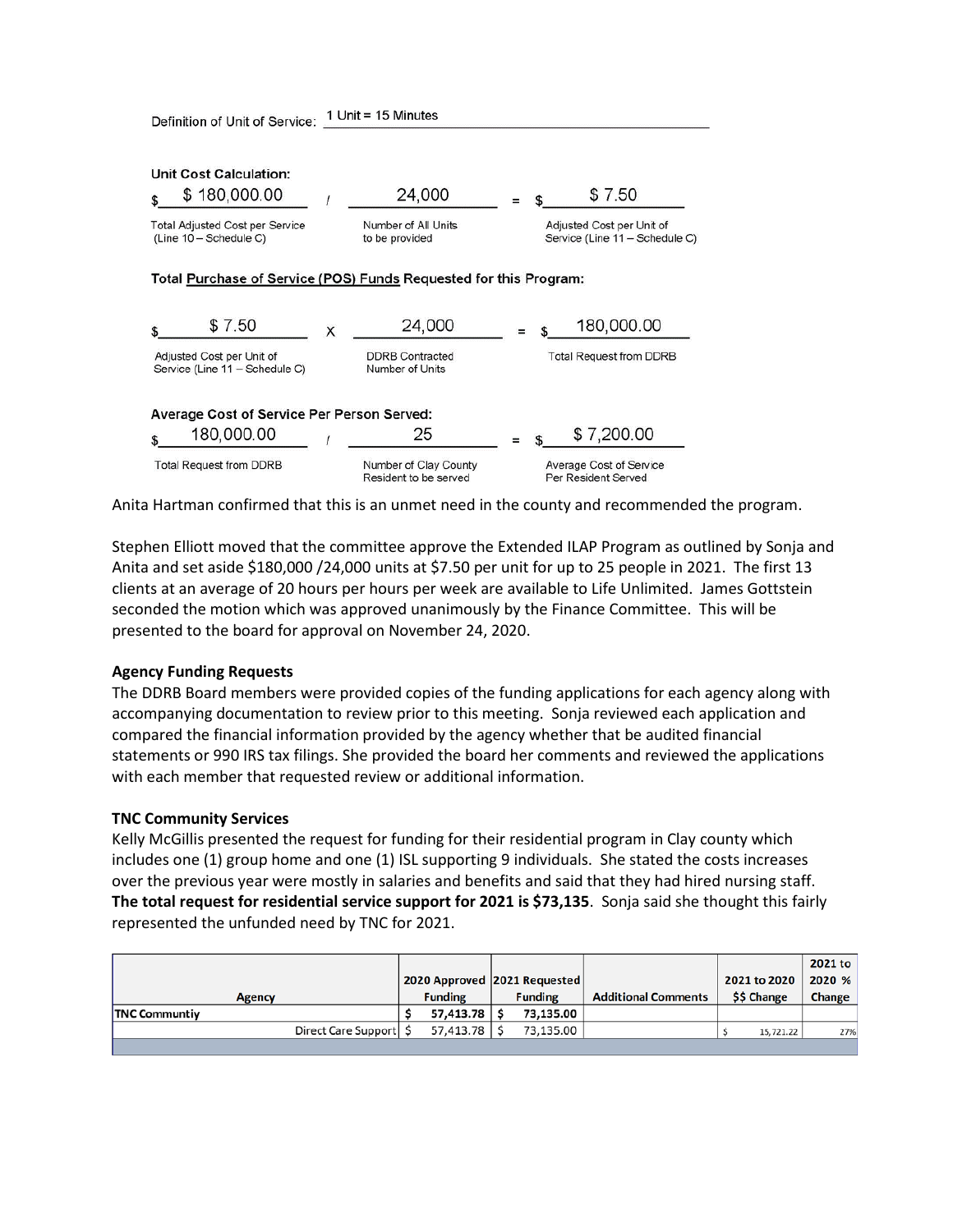Definition of Unit of Service: 1 Unit = 15 Minutes

**Unit Cost Calculation:**

| $ 180,000.00 | / | 24,000 | = | $ 7.50 |
|---|---|---|---|---|
| Total Adjusted Cost per Service (Line 10 – Schedule C) | | Number of All Units to be provided | | Adjusted Cost per Unit of Service (Line 11 – Schedule C) |

**Total Purchase of Service (POS) Funds Requested for this Program:**

| $ 7.50 | X | 24,000 | = | $ 180,000.00 |
|---|---|---|---|---|
| Adjusted Cost per Unit of Service (Line 11 – Schedule C) | | DDRB Contracted Number of Units | | Total Request from DDRB |

**Average Cost of Service Per Person Served:**

| $ 180,000.00 | / | 25 | = | $ 7,200.00 |
|---|---|---|---|---|
| Total Request from DDRB | | Number of Clay County Resident to be served | | Average Cost of Service Per Resident Served |

Anita Hartman confirmed that this is an unmet need in the county and recommended the program.

Stephen Elliott moved that the committee approve the Extended ILAP Program as outlined by Sonja and Anita and set aside $180,000 /24,000 units at $7.50 per unit for up to 25 people in 2021. The first 13 clients at an average of 20 hours per hours per week are available to Life Unlimited. James Gottstein seconded the motion which was approved unanimously by the Finance Committee. This will be presented to the board for approval on November 24, 2020.

**Agency Funding Requests**

The DDRB Board members were provided copies of the funding applications for each agency along with accompanying documentation to review prior to this meeting. Sonja reviewed each application and compared the financial information provided by the agency whether that be audited financial statements or 990 IRS tax filings. She provided the board her comments and reviewed the applications with each member that requested review or additional information.

**TNC Community Services**

Kelly McGillis presented the request for funding for their residential program in Clay county which includes one (1) group home and one (1) ISL supporting 9 individuals. She stated the costs increases over the previous year were mostly in salaries and benefits and said that they had hired nursing staff. **The total request for residential service support for 2021 is $73,135**. Sonja said she thought this fairly represented the unfunded need by TNC for 2021.

| Agency | 2020 Approved Funding | 2021 Requested Funding | Additional Comments | 2021 to 2020 $$ Change | 2021 to 2020 % Change |
|---|---|---|---|---|---|
| **TNC Communtiy** | **$ 57,413.78** | **$ 73,135.00** | | | |
| Direct Care Support | $ 57,413.78 | $ 73,135.00 | | $ 15,721.22 | 27% |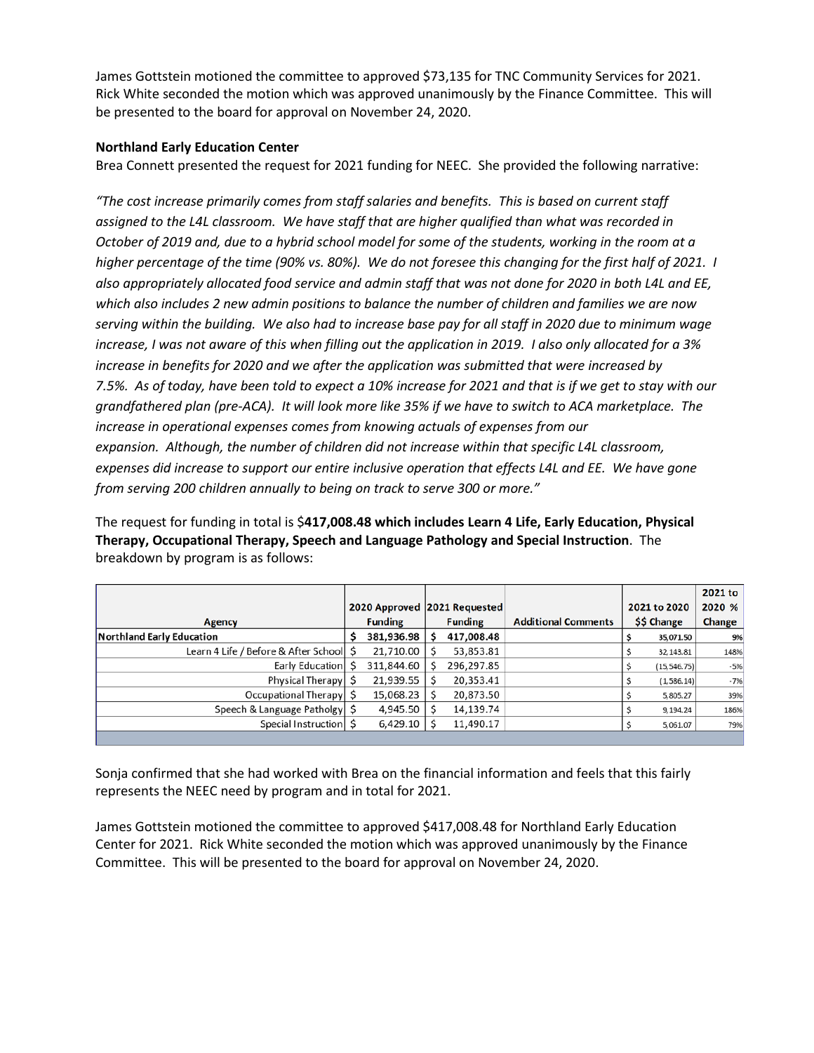James Gottstein motioned the committee to approved $73,135 for TNC Community Services for 2021. Rick White seconded the motion which was approved unanimously by the Finance Committee. This will be presented to the board for approval on November 24, 2020.

**Northland Early Education Center**

Brea Connett presented the request for 2021 funding for NEEC. She provided the following narrative:

*"The cost increase primarily comes from staff salaries and benefits. This is based on current staff assigned to the L4L classroom. We have staff that are higher qualified than what was recorded in October of 2019 and, due to a hybrid school model for some of the students, working in the room at a higher percentage of the time (90% vs. 80%). We do not foresee this changing for the first half of 2021. I also appropriately allocated food service and admin staff that was not done for 2020 in both L4L and EE, which also includes 2 new admin positions to balance the number of children and families we are now serving within the building. We also had to increase base pay for all staff in 2020 due to minimum wage increase, I was not aware of this when filling out the application in 2019. I also only allocated for a 3% increase in benefits for 2020 and we after the application was submitted that were increased by 7.5%. As of today, have been told to expect a 10% increase for 2021 and that is if we get to stay with our grandfathered plan (pre-ACA). It will look more like 35% if we have to switch to ACA marketplace. The increase in operational expenses comes from knowing actuals of expenses from our expansion. Although, the number of children did not increase within that specific L4L classroom, expenses did increase to support our entire inclusive operation that effects L4L and EE. We have gone from serving 200 children annually to being on track to serve 300 or more."*

The request for funding in total is $**417,008.48 which includes Learn 4 Life, Early Education, Physical Therapy, Occupational Therapy, Speech and Language Pathology and Special Instruction**. The breakdown by program is as follows:

| Agency | 2020 Approved Funding | 2021 Requested Funding | Additional Comments | 2021 to 2020 $$ Change | 2021 to 2020 % Change |
|---|---|---|---|---|---|
| **Northland Early Education** | **$ 381,936.98** | **$ 417,008.48** | | **$ 35,071.50** | **9%** |
| Learn 4 Life / Before & After School | $ 21,710.00 | $ 53,853.81 | | $ 32,143.81 | 148% |
| Early Education | $ 311,844.60 | $ 296,297.85 | | $ (15,546.75) | -5% |
| Physical Therapy | $ 21,939.55 | $ 20,353.41 | | $ (1,586.14) | -7% |
| Occupational Therapy | $ 15,068.23 | $ 20,873.50 | | $ 5,805.27 | 39% |
| Speech & Language Patholgy | $ 4,945.50 | $ 14,139.74 | | $ 9,194.24 | 186% |
| Special Instruction | $ 6,429.10 | $ 11,490.17 | | $ 5,061.07 | 79% |

Sonja confirmed that she had worked with Brea on the financial information and feels that this fairly represents the NEEC need by program and in total for 2021.

James Gottstein motioned the committee to approved $417,008.48 for Northland Early Education Center for 2021. Rick White seconded the motion which was approved unanimously by the Finance Committee. This will be presented to the board for approval on November 24, 2020.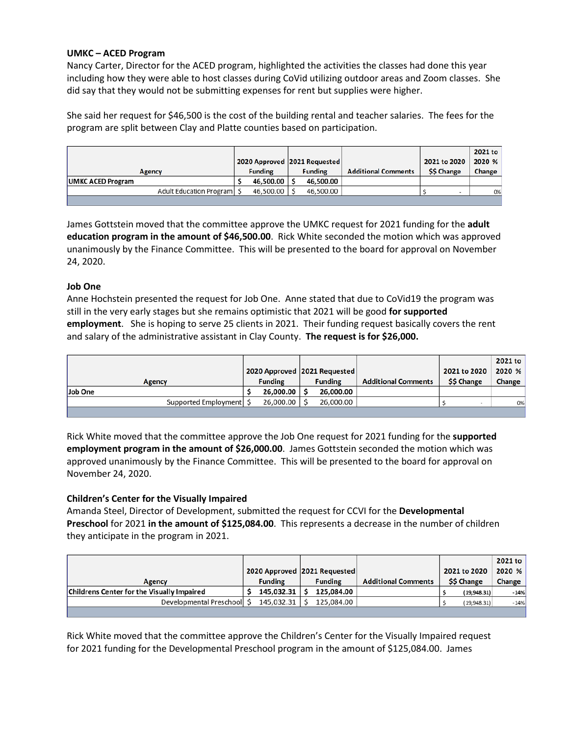**UMKC – ACED Program**

Nancy Carter, Director for the ACED program, highlighted the activities the classes had done this year including how they were able to host classes during CoVid utilizing outdoor areas and Zoom classes. She did say that they would not be submitting expenses for rent but supplies were higher.

She said her request for $46,500 is the cost of the building rental and teacher salaries. The fees for the program are split between Clay and Platte counties based on participation.

| Agency | 2020 Approved Funding | 2021 Requested Funding | Additional Comments | 2021 to 2020 $$ Change | 2021 to 2020 % Change |
|---|---|---|---|---|---|
| **UMKC ACED Program** | **$ 46,500.00** | **$ 46,500.00** | | | |
| Adult Education Program | $ 46,500.00 | $ 46,500.00 | | $ - | 0% |

James Gottstein moved that the committee approve the UMKC request for 2021 funding for the **adult education program in the amount of $46,500.00**. Rick White seconded the motion which was approved unanimously by the Finance Committee. This will be presented to the board for approval on November 24, 2020.

**Job One**

Anne Hochstein presented the request for Job One. Anne stated that due to CoVid19 the program was still in the very early stages but she remains optimistic that 2021 will be good **for supported employment**. She is hoping to serve 25 clients in 2021. Their funding request basically covers the rent and salary of the administrative assistant in Clay County. **The request is for $26,000.**

| Agency | 2020 Approved Funding | 2021 Requested Funding | Additional Comments | 2021 to 2020 $$ Change | 2021 to 2020 % Change |
|---|---|---|---|---|---|
| **Job One** | **$ 26,000.00** | **$ 26,000.00** | | | |
| Supported Employment | $ 26,000.00 | $ 26,000.00 | | $ - | 0% |

Rick White moved that the committee approve the Job One request for 2021 funding for the **supported employment program in the amount of $26,000.00**. James Gottstein seconded the motion which was approved unanimously by the Finance Committee. This will be presented to the board for approval on November 24, 2020.

**Children's Center for the Visually Impaired**

Amanda Steel, Director of Development, submitted the request for CCVI for the **Developmental Preschool** for 2021 **in the amount of $125,084.00**. This represents a decrease in the number of children they anticipate in the program in 2021.

| Agency | 2020 Approved Funding | 2021 Requested Funding | Additional Comments | 2021 to 2020 $$ Change | 2021 to 2020 % Change |
|---|---|---|---|---|---|
| **Childrens Center for the Visually Impaired** | **$ 145,032.31** | **$ 125,084.00** | | $ (19,948.31) | -14% |
| Developmental Preschool | $ 145,032.31 | $ 125,084.00 | | $ (19,948.31) | -14% |

Rick White moved that the committee approve the Children's Center for the Visually Impaired request for 2021 funding for the Developmental Preschool program in the amount of $125,084.00. James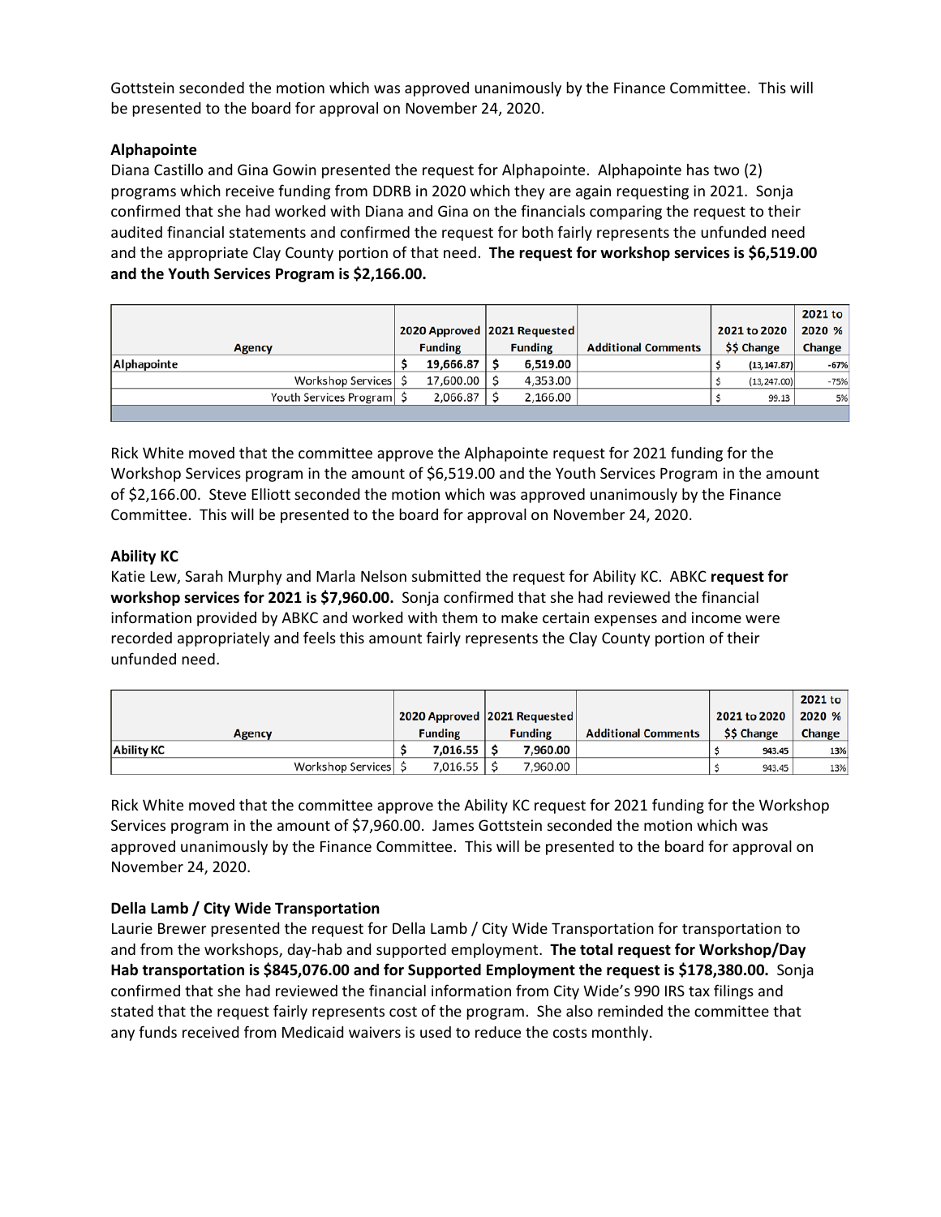Gottstein seconded the motion which was approved unanimously by the Finance Committee. This will be presented to the board for approval on November 24, 2020.

**Alphapointe**

Diana Castillo and Gina Gowin presented the request for Alphapointe. Alphapointe has two (2) programs which receive funding from DDRB in 2020 which they are again requesting in 2021. Sonja confirmed that she had worked with Diana and Gina on the financials comparing the request to their audited financial statements and confirmed the request for both fairly represents the unfunded need and the appropriate Clay County portion of that need. **The request for workshop services is $6,519.00 and the Youth Services Program is $2,166.00.**

| Agency | | 2020 Approved Funding | 2021 Requested Funding | Additional Comments | 2021 to 2020 $$ Change | 2021 to 2020 % Change |
|---|---|---|---|---|---|---|
| **Alphapointe** | | **$ 19,666.87** | **$ 6,519.00** | | $ (13,147.87) | -67% |
| | Workshop Services | $ 17,600.00 | $ 4,353.00 | | $ (13,247.00) | -75% |
| | Youth Services Program | $ 2,066.87 | $ 2,166.00 | | $ 99.13 | 5% |

Rick White moved that the committee approve the Alphapointe request for 2021 funding for the Workshop Services program in the amount of $6,519.00 and the Youth Services Program in the amount of $2,166.00. Steve Elliott seconded the motion which was approved unanimously by the Finance Committee. This will be presented to the board for approval on November 24, 2020.

**Ability KC**

Katie Lew, Sarah Murphy and Marla Nelson submitted the request for Ability KC. ABKC **request for workshop services for 2021 is $7,960.00.** Sonja confirmed that she had reviewed the financial information provided by ABKC and worked with them to make certain expenses and income were recorded appropriately and feels this amount fairly represents the Clay County portion of their unfunded need.

| Agency | | 2020 Approved Funding | 2021 Requested Funding | Additional Comments | 2021 to 2020 $$ Change | 2021 to 2020 % Change |
|---|---|---|---|---|---|---|
| **Ability KC** | | **$ 7,016.55** | **$ 7,960.00** | | $ 943.45 | 13% |
| | Workshop Services | $ 7,016.55 | $ 7,960.00 | | $ 943.45 | 13% |

Rick White moved that the committee approve the Ability KC request for 2021 funding for the Workshop Services program in the amount of $7,960.00. James Gottstein seconded the motion which was approved unanimously by the Finance Committee. This will be presented to the board for approval on November 24, 2020.

**Della Lamb / City Wide Transportation**

Laurie Brewer presented the request for Della Lamb / City Wide Transportation for transportation to and from the workshops, day-hab and supported employment. **The total request for Workshop/Day Hab transportation is $845,076.00 and for Supported Employment the request is $178,380.00.** Sonja confirmed that she had reviewed the financial information from City Wide's 990 IRS tax filings and stated that the request fairly represents cost of the program. She also reminded the committee that any funds received from Medicaid waivers is used to reduce the costs monthly.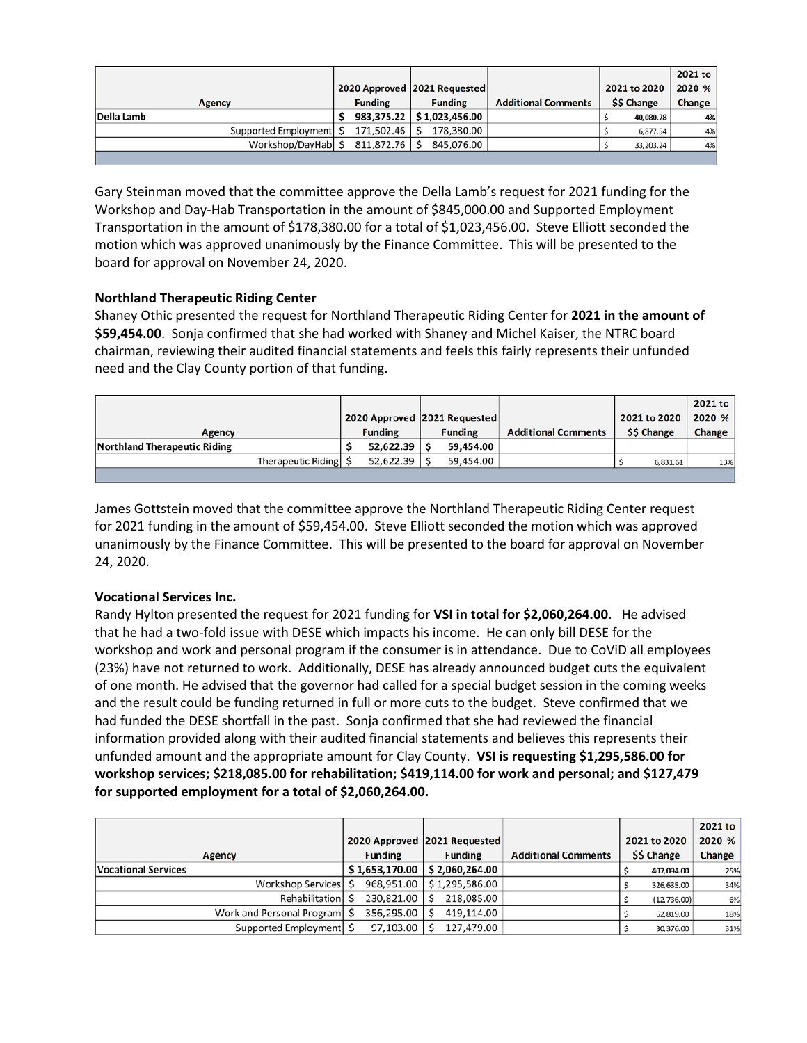| Agency | 2020 Approved Funding | 2021 Requested Funding | Additional Comments | 2021 to 2020 $$ Change | 2021 to 2020 % Change |
|---|---|---|---|---|---|
| **Della Lamb** | **$ 983,375.22** | **$ 1,023,456.00** | | $ 40,080.78 | 4% |
| Supported Employment | $ 171,502.46 | $ 178,380.00 | | $ 6,877.54 | 4% |
| Workshop/DayHab | $ 811,872.76 | $ 845,076.00 | | $ 33,203.24 | 4% |

Gary Steinman moved that the committee approve the Della Lamb's request for 2021 funding for the Workshop and Day-Hab Transportation in the amount of $845,000.00 and Supported Employment Transportation in the amount of $178,380.00 for a total of $1,023,456.00. Steve Elliott seconded the motion which was approved unanimously by the Finance Committee. This will be presented to the board for approval on November 24, 2020.

### Northland Therapeutic Riding Center

Shaney Othic presented the request for Northland Therapeutic Riding Center for **2021 in the amount of $59,454.00**. Sonja confirmed that she had worked with Shaney and Michel Kaiser, the NTRC board chairman, reviewing their audited financial statements and feels this fairly represents their unfunded need and the Clay County portion of that funding.

| Agency | 2020 Approved Funding | 2021 Requested Funding | Additional Comments | 2021 to 2020 $$ Change | 2021 to 2020 % Change |
|---|---|---|---|---|---|
| **Northland Therapeutic Riding** | **$ 52,622.39** | **$ 59,454.00** | | | |
| Therapeutic Riding | $ 52,622.39 | $ 59,454.00 | | $ 6,831.61 | 13% |

James Gottstein moved that the committee approve the Northland Therapeutic Riding Center request for 2021 funding in the amount of $59,454.00. Steve Elliott seconded the motion which was approved unanimously by the Finance Committee. This will be presented to the board for approval on November 24, 2020.

### Vocational Services Inc.

Randy Hylton presented the request for 2021 funding for **VSI in total for $2,060,264.00**. He advised that he had a two-fold issue with DESE which impacts his income. He can only bill DESE for the workshop and work and personal program if the consumer is in attendance. Due to CoViD all employees (23%) have not returned to work. Additionally, DESE has already announced budget cuts the equivalent of one month. He advised that the governor had called for a special budget session in the coming weeks and the result could be funding returned in full or more cuts to the budget. Steve confirmed that we had funded the DESE shortfall in the past. Sonja confirmed that she had reviewed the financial information provided along with their audited financial statements and believes this represents their unfunded amount and the appropriate amount for Clay County. **VSI is requesting $1,295,586.00 for workshop services; $218,085.00 for rehabilitation; $419,114.00 for work and personal; and $127,479 for supported employment for a total of $2,060,264.00.**

| Agency | 2020 Approved Funding | 2021 Requested Funding | Additional Comments | 2021 to 2020 $$ Change | 2021 to 2020 % Change |
|---|---|---|---|---|---|
| **Vocational Services** | **$ 1,653,170.00** | **$ 2,060,264.00** | | $ 407,094.00 | 25% |
| Workshop Services | $ 968,951.00 | $ 1,295,586.00 | | $ 326,635.00 | 34% |
| Rehabilitation | $ 230,821.00 | $ 218,085.00 | | $ (12,736.00) | -6% |
| Work and Personal Program | $ 356,295.00 | $ 419,114.00 | | $ 62,819.00 | 18% |
| Supported Employment | $ 97,103.00 | $ 127,479.00 | | $ 30,376.00 | 31% |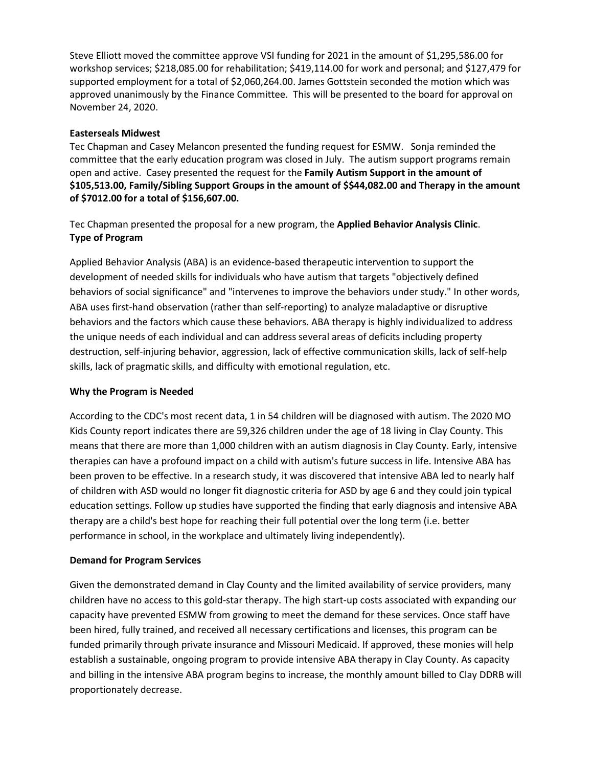Steve Elliott moved the committee approve VSI funding for 2021 in the amount of $1,295,586.00 for workshop services; $218,085.00 for rehabilitation; $419,114.00 for work and personal; and $127,479 for supported employment for a total of $2,060,264.00. James Gottstein seconded the motion which was approved unanimously by the Finance Committee. This will be presented to the board for approval on November 24, 2020.

**Easterseals Midwest**

Tec Chapman and Casey Melancon presented the funding request for ESMW. Sonja reminded the committee that the early education program was closed in July. The autism support programs remain open and active. Casey presented the request for the **Family Autism Support in the amount of $105,513.00, Family/Sibling Support Groups in the amount of $$44,082.00 and Therapy in the amount of $7012.00 for a total of $156,607.00.**

Tec Chapman presented the proposal for a new program, the **Applied Behavior Analysis Clinic**.

**Type of Program**

Applied Behavior Analysis (ABA) is an evidence-based therapeutic intervention to support the development of needed skills for individuals who have autism that targets "objectively defined behaviors of social significance" and "intervenes to improve the behaviors under study." In other words, ABA uses first-hand observation (rather than self-reporting) to analyze maladaptive or disruptive behaviors and the factors which cause these behaviors. ABA therapy is highly individualized to address the unique needs of each individual and can address several areas of deficits including property destruction, self-injuring behavior, aggression, lack of effective communication skills, lack of self-help skills, lack of pragmatic skills, and difficulty with emotional regulation, etc.

**Why the Program is Needed**

According to the CDC's most recent data, 1 in 54 children will be diagnosed with autism. The 2020 MO Kids County report indicates there are 59,326 children under the age of 18 living in Clay County. This means that there are more than 1,000 children with an autism diagnosis in Clay County. Early, intensive therapies can have a profound impact on a child with autism's future success in life. Intensive ABA has been proven to be effective. In a research study, it was discovered that intensive ABA led to nearly half of children with ASD would no longer fit diagnostic criteria for ASD by age 6 and they could join typical education settings. Follow up studies have supported the finding that early diagnosis and intensive ABA therapy are a child's best hope for reaching their full potential over the long term (i.e. better performance in school, in the workplace and ultimately living independently).

**Demand for Program Services**

Given the demonstrated demand in Clay County and the limited availability of service providers, many children have no access to this gold-star therapy. The high start-up costs associated with expanding our capacity have prevented ESMW from growing to meet the demand for these services. Once staff have been hired, fully trained, and received all necessary certifications and licenses, this program can be funded primarily through private insurance and Missouri Medicaid. If approved, these monies will help establish a sustainable, ongoing program to provide intensive ABA therapy in Clay County. As capacity and billing in the intensive ABA program begins to increase, the monthly amount billed to Clay DDRB will proportionately decrease.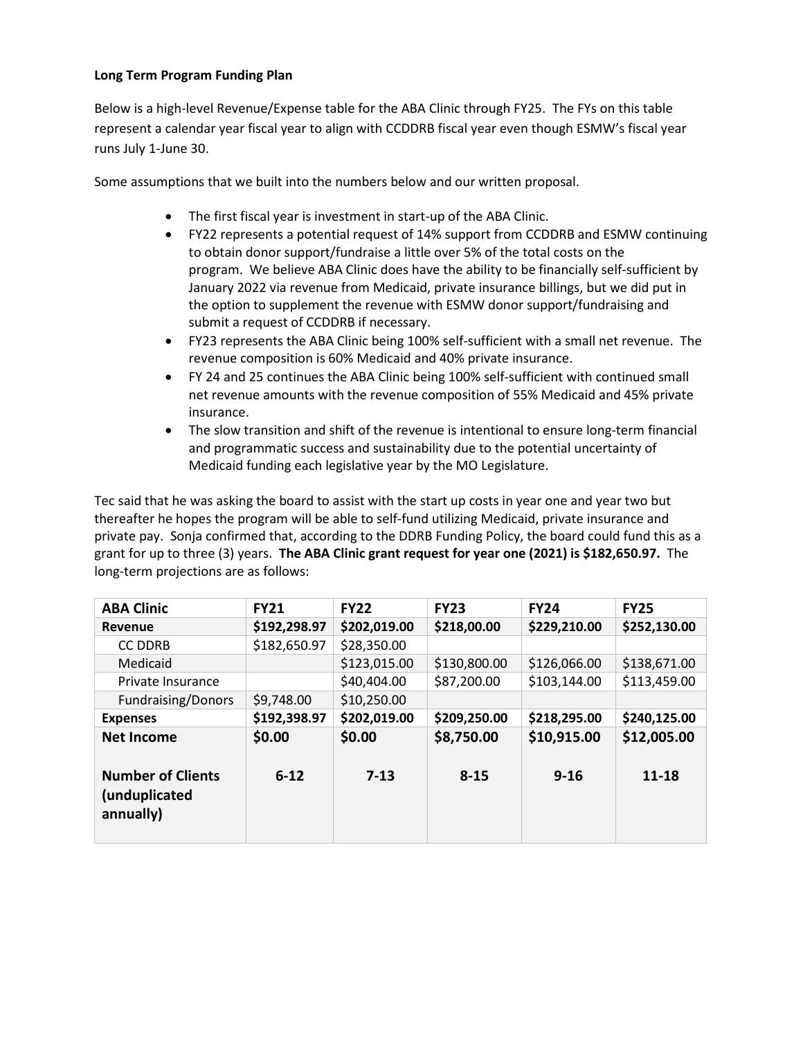**Long Term Program Funding Plan**

Below is a high-level Revenue/Expense table for the ABA Clinic through FY25. The FYs on this table represent a calendar year fiscal year to align with CCDDRB fiscal year even though ESMW's fiscal year runs July 1-June 30.

Some assumptions that we built into the numbers below and our written proposal.

- The first fiscal year is investment in start-up of the ABA Clinic.
- FY22 represents a potential request of 14% support from CCDDRB and ESMW continuing to obtain donor support/fundraise a little over 5% of the total costs on the program. We believe ABA Clinic does have the ability to be financially self-sufficient by January 2022 via revenue from Medicaid, private insurance billings, but we did put in the option to supplement the revenue with ESMW donor support/fundraising and submit a request of CCDDRB if necessary.
- FY23 represents the ABA Clinic being 100% self-sufficient with a small net revenue. The revenue composition is 60% Medicaid and 40% private insurance.
- FY 24 and 25 continues the ABA Clinic being 100% self-sufficient with continued small net revenue amounts with the revenue composition of 55% Medicaid and 45% private insurance.
- The slow transition and shift of the revenue is intentional to ensure long-term financial and programmatic success and sustainability due to the potential uncertainty of Medicaid funding each legislative year by the MO Legislature.

Tec said that he was asking the board to assist with the start up costs in year one and year two but thereafter he hopes the program will be able to self-fund utilizing Medicaid, private insurance and private pay. Sonja confirmed that, according to the DDRB Funding Policy, the board could fund this as a grant for up to three (3) years. **The ABA Clinic grant request for year one (2021) is $182,650.97.** The long-term projections are as follows:

| ABA Clinic | FY21 | FY22 | FY23 | FY24 | FY25 |
|---|---|---|---|---|---|
| **Revenue** | **$192,298.97** | **$202,019.00** | **$218,00.00** | **$229,210.00** | **$252,130.00** |
| CC DDRB | $182,650.97 | $28,350.00 | | | |
| Medicaid | | $123,015.00 | $130,800.00 | $126,066.00 | $138,671.00 |
| Private Insurance | | $40,404.00 | $87,200.00 | $103,144.00 | $113,459.00 |
| Fundraising/Donors | $9,748.00 | $10,250.00 | | | |
| **Expenses** | **$192,398.97** | **$202,019.00** | **$209,250.00** | **$218,295.00** | **$240,125.00** |
| **Net Income** | **$0.00** | **$0.00** | **$8,750.00** | **$10,915.00** | **$12,005.00** |
| **Number of Clients (unduplicated annually)** | **6-12** | **7-13** | **8-15** | **9-16** | **11-18** |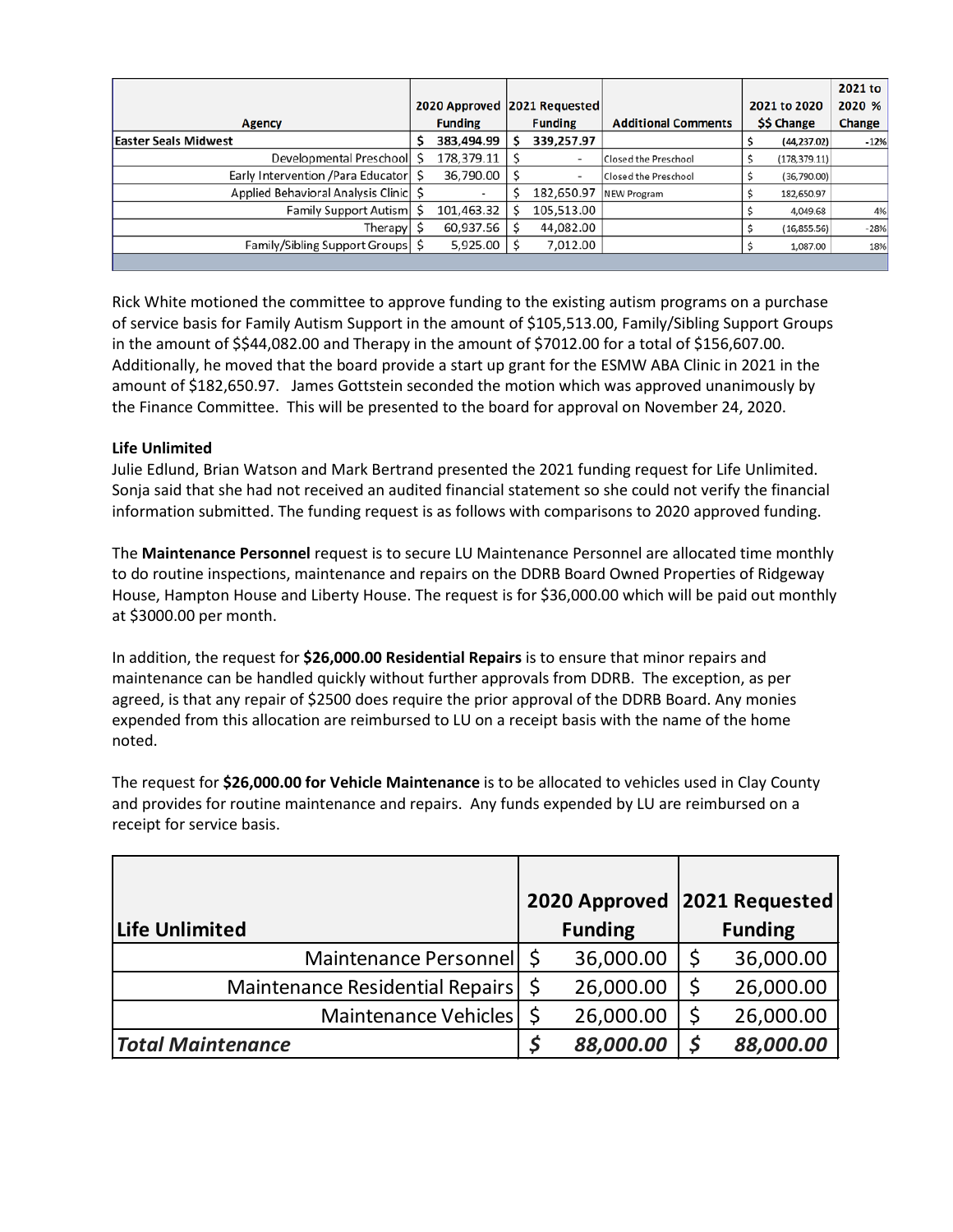| Agency | 2020 Approved Funding | 2021 Requested Funding | Additional Comments | 2021 to 2020 $$ Change | 2021 to 2020 % Change |
|---|---|---|---|---|---|
| **Easter Seals Midwest** | $ 383,494.99 | $ 339,257.97 | | $ (44,237.02) | -12% |
| Developmental Preschool | $ 178,379.11 | $ - | Closed the Preschool | $ (178,379.11) | |
| Early Intervention /Para Educator | $ 36,790.00 | $ - | Closed the Preschool | $ (36,790.00) | |
| Applied Behavioral Analysis Clinic | $ - | $ 182,650.97 | NEW Program | $ 182,650.97 | |
| Family Support Autism | $ 101,463.32 | $ 105,513.00 | | $ 4,049.68 | 4% |
| Therapy | $ 60,937.56 | $ 44,082.00 | | $ (16,855.56) | -28% |
| Family/Sibling Support Groups | $ 5,925.00 | $ 7,012.00 | | $ 1,087.00 | 18% |

Rick White motioned the committee to approve funding to the existing autism programs on a purchase of service basis for Family Autism Support in the amount of $105,513.00, Family/Sibling Support Groups in the amount of $$44,082.00 and Therapy in the amount of $7012.00 for a total of $156,607.00. Additionally, he moved that the board provide a start up grant for the ESMW ABA Clinic in 2021 in the amount of $182,650.97. James Gottstein seconded the motion which was approved unanimously by the Finance Committee. This will be presented to the board for approval on November 24, 2020.

**Life Unlimited**

Julie Edlund, Brian Watson and Mark Bertrand presented the 2021 funding request for Life Unlimited. Sonja said that she had not received an audited financial statement so she could not verify the financial information submitted. The funding request is as follows with comparisons to 2020 approved funding.

The **Maintenance Personnel** request is to secure LU Maintenance Personnel are allocated time monthly to do routine inspections, maintenance and repairs on the DDRB Board Owned Properties of Ridgeway House, Hampton House and Liberty House. The request is for $36,000.00 which will be paid out monthly at $3000.00 per month.

In addition, the request for **$26,000.00 Residential Repairs** is to ensure that minor repairs and maintenance can be handled quickly without further approvals from DDRB. The exception, as per agreed, is that any repair of $2500 does require the prior approval of the DDRB Board. Any monies expended from this allocation are reimbursed to LU on a receipt basis with the name of the home noted.

The request for **$26,000.00 for Vehicle Maintenance** is to be allocated to vehicles used in Clay County and provides for routine maintenance and repairs. Any funds expended by LU are reimbursed on a receipt for service basis.

| Life Unlimited | 2020 Approved Funding | 2021 Requested Funding |
|---|---|---|
| Maintenance Personnel | $ 36,000.00 | $ 36,000.00 |
| Maintenance Residential Repairs | $ 26,000.00 | $ 26,000.00 |
| Maintenance Vehicles | $ 26,000.00 | $ 26,000.00 |
| ***Total Maintenance*** | ***$ 88,000.00*** | ***$ 88,000.00*** |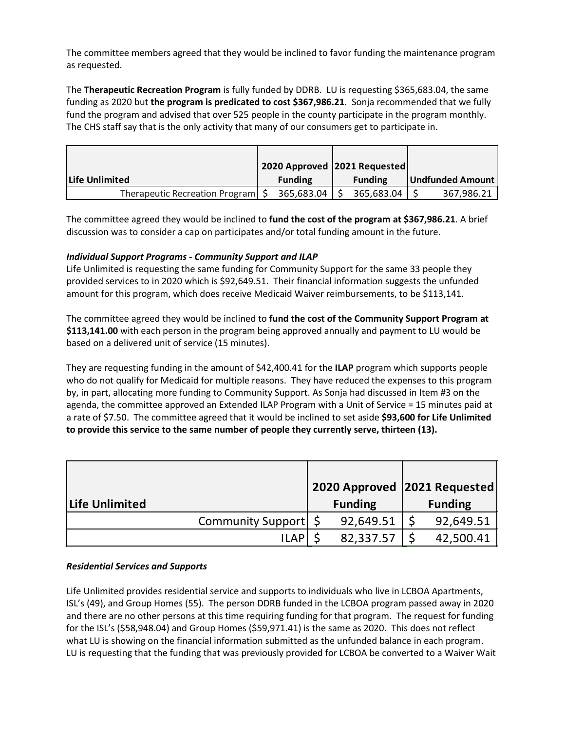The committee members agreed that they would be inclined to favor funding the maintenance program as requested.

The **Therapeutic Recreation Program** is fully funded by DDRB. LU is requesting $365,683.04, the same funding as 2020 but **the program is predicated to cost $367,986.21**. Sonja recommended that we fully fund the program and advised that over 525 people in the county participate in the program monthly. The CHS staff say that is the only activity that many of our consumers get to participate in.

| Life Unlimited | 2020 Approved Funding | 2021 Requested Funding | Undfunded Amount |
|---|---|---|---|
| Therapeutic Recreation Program | $ 365,683.04 | $ 365,683.04 | $ 367,986.21 |

The committee agreed they would be inclined to **fund the cost of the program at $367,986.21**. A brief discussion was to consider a cap on participates and/or total funding amount in the future.

***Individual Support Programs - Community Support and ILAP***

Life Unlimited is requesting the same funding for Community Support for the same 33 people they provided services to in 2020 which is $92,649.51. Their financial information suggests the unfunded amount for this program, which does receive Medicaid Waiver reimbursements, to be $113,141.

The committee agreed they would be inclined to **fund the cost of the Community Support Program at $113,141.00** with each person in the program being approved annually and payment to LU would be based on a delivered unit of service (15 minutes).

They are requesting funding in the amount of $42,400.41 for the **ILAP** program which supports people who do not qualify for Medicaid for multiple reasons. They have reduced the expenses to this program by, in part, allocating more funding to Community Support. As Sonja had discussed in Item #3 on the agenda, the committee approved an Extended ILAP Program with a Unit of Service = 15 minutes paid at a rate of $7.50. The committee agreed that it would be inclined to set aside **$93,600 for Life Unlimited to provide this service to the same number of people they currently serve, thirteen (13).**

| Life Unlimited | 2020 Approved Funding | 2021 Requested Funding |
|---|---|---|
| Community Support | $ 92,649.51 | $ 92,649.51 |
| ILAP | $ 82,337.57 | $ 42,500.41 |

***Residential Services and Supports***

Life Unlimited provides residential service and supports to individuals who live in LCBOA Apartments, ISL's (49), and Group Homes (55). The person DDRB funded in the LCBOA program passed away in 2020 and there are no other persons at this time requiring funding for that program. The request for funding for the ISL's ($58,948.04) and Group Homes ($59,971.41) is the same as 2020. This does not reflect what LU is showing on the financial information submitted as the unfunded balance in each program. LU is requesting that the funding that was previously provided for LCBOA be converted to a Waiver Wait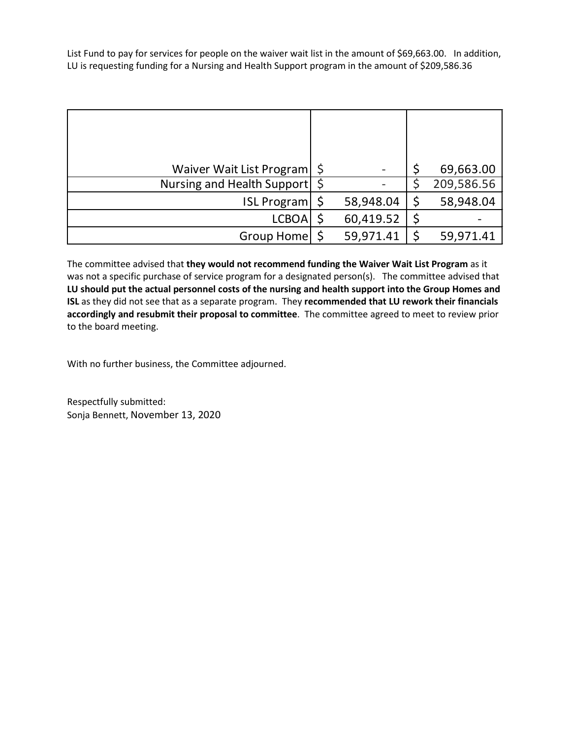List Fund to pay for services for people on the waiver wait list in the amount of $69,663.00. In addition, LU is requesting funding for a Nursing and Health Support program in the amount of $209,586.36

| | | |
|---|---|---|
| Waiver Wait List Program | $ - | $ 69,663.00 |
| Nursing and Health Support | $ - | $ 209,586.56 |
| ISL Program | $ 58,948.04 | $ 58,948.04 |
| LCBOA | $ 60,419.52 | $ - |
| Group Home | $ 59,971.41 | $ 59,971.41 |

The committee advised that **they would not recommend funding the Waiver Wait List Program** as it was not a specific purchase of service program for a designated person(s). The committee advised that **LU should put the actual personnel costs of the nursing and health support into the Group Homes and ISL** as they did not see that as a separate program. They **recommended that LU rework their financials accordingly and resubmit their proposal to committee**. The committee agreed to meet to review prior to the board meeting.

With no further business, the Committee adjourned.

Respectfully submitted:
Sonja Bennett, November 13, 2020